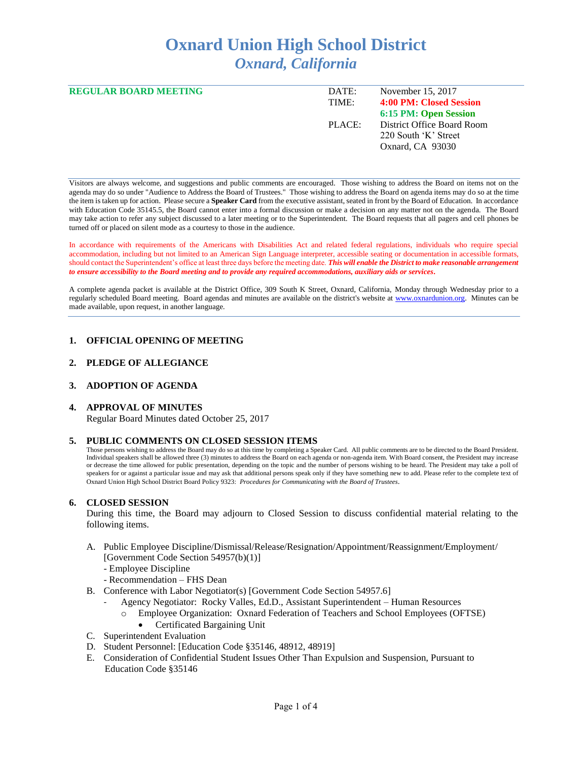# Oxnard Union High School District
## *Oxnard, California*

**REGULAR BOARD MEETING**

| | |
|---|---|
| DATE: | November 15, 2017 |
| TIME: | **4:00 PM: Closed Session** |
| | **6:15 PM: Open Session** |
| PLACE: | District Office Board Room |
| | 220 South 'K' Street |
| | Oxnard, CA 93030 |

Visitors are always welcome, and suggestions and public comments are encouraged. Those wishing to address the Board on items not on the agenda may do so under "Audience to Address the Board of Trustees." Those wishing to address the Board on agenda items may do so at the time the item is taken up for action. Please secure a **Speaker Card** from the executive assistant, seated in front by the Board of Education. In accordance with Education Code 35145.5, the Board cannot enter into a formal discussion or make a decision on any matter not on the agenda. The Board may take action to refer any subject discussed to a later meeting or to the Superintendent. The Board requests that all pagers and cell phones be turned off or placed on silent mode as a courtesy to those in the audience.

In accordance with requirements of the Americans with Disabilities Act and related federal regulations, individuals who require special accommodation, including but not limited to an American Sign Language interpreter, accessible seating or documentation in accessible formats, should contact the Superintendent's office at least three days before the meeting date. ***This will enable the District to make reasonable arrangement to ensure accessibility to the Board meeting and to provide any required accommodations, auxiliary aids or services.***

A complete agenda packet is available at the District Office, 309 South K Street, Oxnard, California, Monday through Wednesday prior to a regularly scheduled Board meeting. Board agendas and minutes are available on the district's website at www.oxnardunion.org. Minutes can be made available, upon request, in another language.

### 1. OFFICIAL OPENING OF MEETING

### 2. PLEDGE OF ALLEGIANCE

### 3. ADOPTION OF AGENDA

### 4. APPROVAL OF MINUTES

Regular Board Minutes dated October 25, 2017

### 5. PUBLIC COMMENTS ON CLOSED SESSION ITEMS

Those persons wishing to address the Board may do so at this time by completing a Speaker Card. All public comments are to be directed to the Board President. Individual speakers shall be allowed three (3) minutes to address the Board on each agenda or non-agenda item. With Board consent, the President may increase or decrease the time allowed for public presentation, depending on the topic and the number of persons wishing to be heard. The President may take a poll of speakers for or against a particular issue and may ask that additional persons speak only if they have something new to add. Please refer to the complete text of Oxnard Union High School District Board Policy 9323: *Procedures for Communicating with the Board of Trustees*.

### 6. CLOSED SESSION

During this time, the Board may adjourn to Closed Session to discuss confidential material relating to the following items.

A. Public Employee Discipline/Dismissal/Release/Resignation/Appointment/Reassignment/Employment/ [Government Code Section 54957(b)(1)]
   - Employee Discipline
   - Recommendation – FHS Dean

B. Conference with Labor Negotiator(s) [Government Code Section 54957.6]
   - Agency Negotiator: Rocky Valles, Ed.D., Assistant Superintendent – Human Resources
     - Employee Organization: Oxnard Federation of Teachers and School Employees (OFTSE)
       - Certificated Bargaining Unit

C. Superintendent Evaluation

D. Student Personnel: [Education Code §35146, 48912, 48919]

E. Consideration of Confidential Student Issues Other Than Expulsion and Suspension, Pursuant to Education Code §35146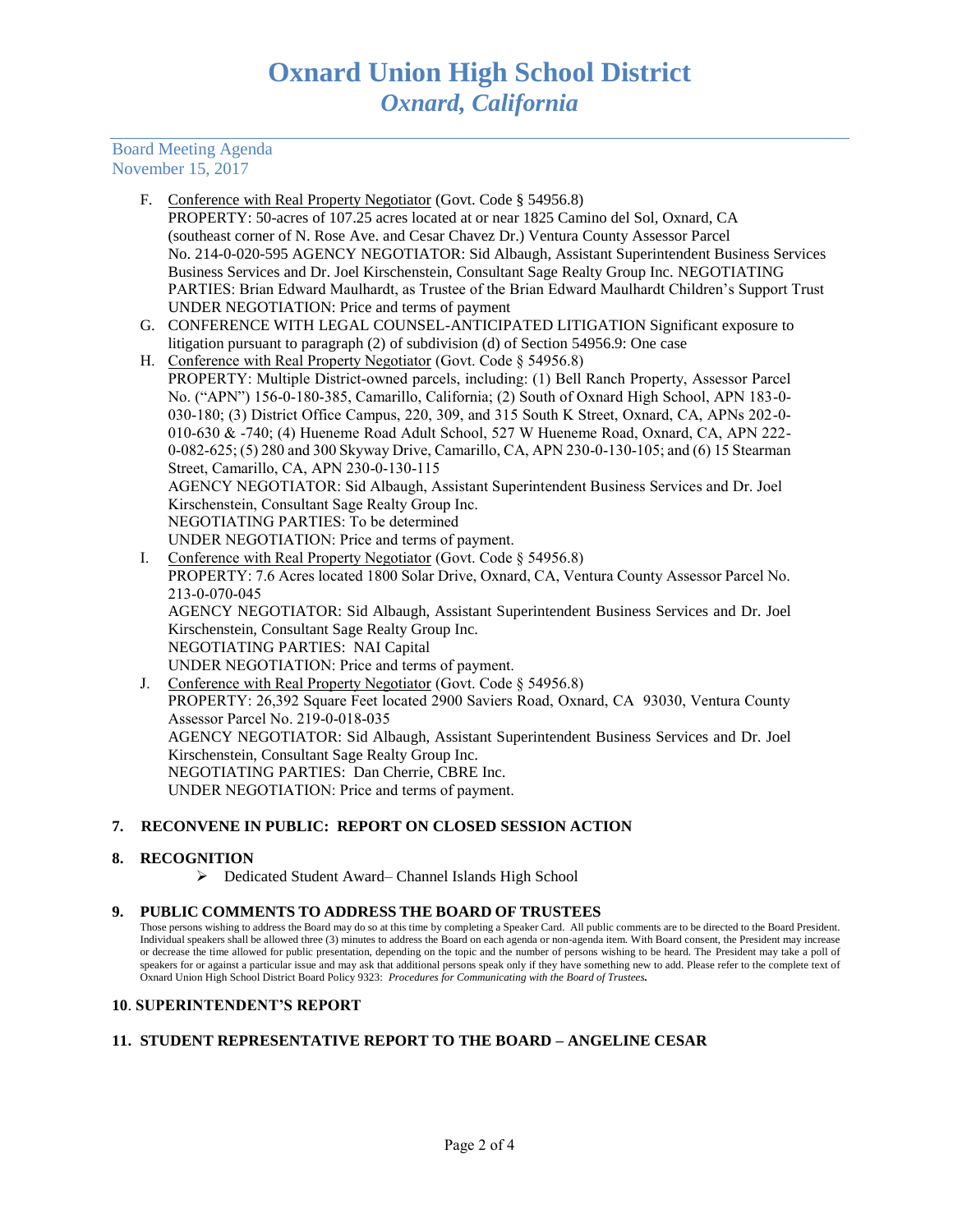Board Meeting Agenda
November 15, 2017

F. Conference with Real Property Negotiator (Govt. Code § 54956.8)
PROPERTY: 50-acres of 107.25 acres located at or near 1825 Camino del Sol, Oxnard, CA (southeast corner of N. Rose Ave. and Cesar Chavez Dr.) Ventura County Assessor Parcel No. 214-0-020-595 AGENCY NEGOTIATOR: Sid Albaugh, Assistant Superintendent Business Services Business Services and Dr. Joel Kirschenstein, Consultant Sage Realty Group Inc. NEGOTIATING PARTIES: Brian Edward Maulhardt, as Trustee of the Brian Edward Maulhardt Children's Support Trust UNDER NEGOTIATION: Price and terms of payment

G. CONFERENCE WITH LEGAL COUNSEL-ANTICIPATED LITIGATION Significant exposure to litigation pursuant to paragraph (2) of subdivision (d) of Section 54956.9: One case

H. Conference with Real Property Negotiator (Govt. Code § 54956.8)
PROPERTY: Multiple District-owned parcels, including: (1) Bell Ranch Property, Assessor Parcel No. ("APN") 156-0-180-385, Camarillo, California; (2) South of Oxnard High School, APN 183-0-030-180; (3) District Office Campus, 220, 309, and 315 South K Street, Oxnard, CA, APNs 202-0-010-630 & -740; (4) Hueneme Road Adult School, 527 W Hueneme Road, Oxnard, CA, APN 222-0-082-625; (5) 280 and 300 Skyway Drive, Camarillo, CA, APN 230-0-130-105; and (6) 15 Stearman Street, Camarillo, CA, APN 230-0-130-115
AGENCY NEGOTIATOR: Sid Albaugh, Assistant Superintendent Business Services and Dr. Joel Kirschenstein, Consultant Sage Realty Group Inc.
NEGOTIATING PARTIES: To be determined
UNDER NEGOTIATION: Price and terms of payment.

I. Conference with Real Property Negotiator (Govt. Code § 54956.8)
PROPERTY: 7.6 Acres located 1800 Solar Drive, Oxnard, CA, Ventura County Assessor Parcel No. 213-0-070-045
AGENCY NEGOTIATOR: Sid Albaugh, Assistant Superintendent Business Services and Dr. Joel Kirschenstein, Consultant Sage Realty Group Inc.
NEGOTIATING PARTIES: NAI Capital
UNDER NEGOTIATION: Price and terms of payment.

J. Conference with Real Property Negotiator (Govt. Code § 54956.8)
PROPERTY: 26,392 Square Feet located 2900 Saviers Road, Oxnard, CA 93030, Ventura County Assessor Parcel No. 219-0-018-035
AGENCY NEGOTIATOR: Sid Albaugh, Assistant Superintendent Business Services and Dr. Joel Kirschenstein, Consultant Sage Realty Group Inc.
NEGOTIATING PARTIES: Dan Cherrie, CBRE Inc.
UNDER NEGOTIATION: Price and terms of payment.

**7. RECONVENE IN PUBLIC: REPORT ON CLOSED SESSION ACTION**

**8. RECOGNITION**

- Dedicated Student Award– Channel Islands High School

**9. PUBLIC COMMENTS TO ADDRESS THE BOARD OF TRUSTEES**

Those persons wishing to address the Board may do so at this time by completing a Speaker Card. All public comments are to be directed to the Board President. Individual speakers shall be allowed three (3) minutes to address the Board on each agenda or non-agenda item. With Board consent, the President may increase or decrease the time allowed for public presentation, depending on the topic and the number of persons wishing to be heard. The President may take a poll of speakers for or against a particular issue and may ask that additional persons speak only if they have something new to add. Please refer to the complete text of Oxnard Union High School District Board Policy 9323: *Procedures for Communicating with the Board of Trustees.*

**10. SUPERINTENDENT'S REPORT**

**11. STUDENT REPRESENTATIVE REPORT TO THE BOARD – ANGELINE CESAR**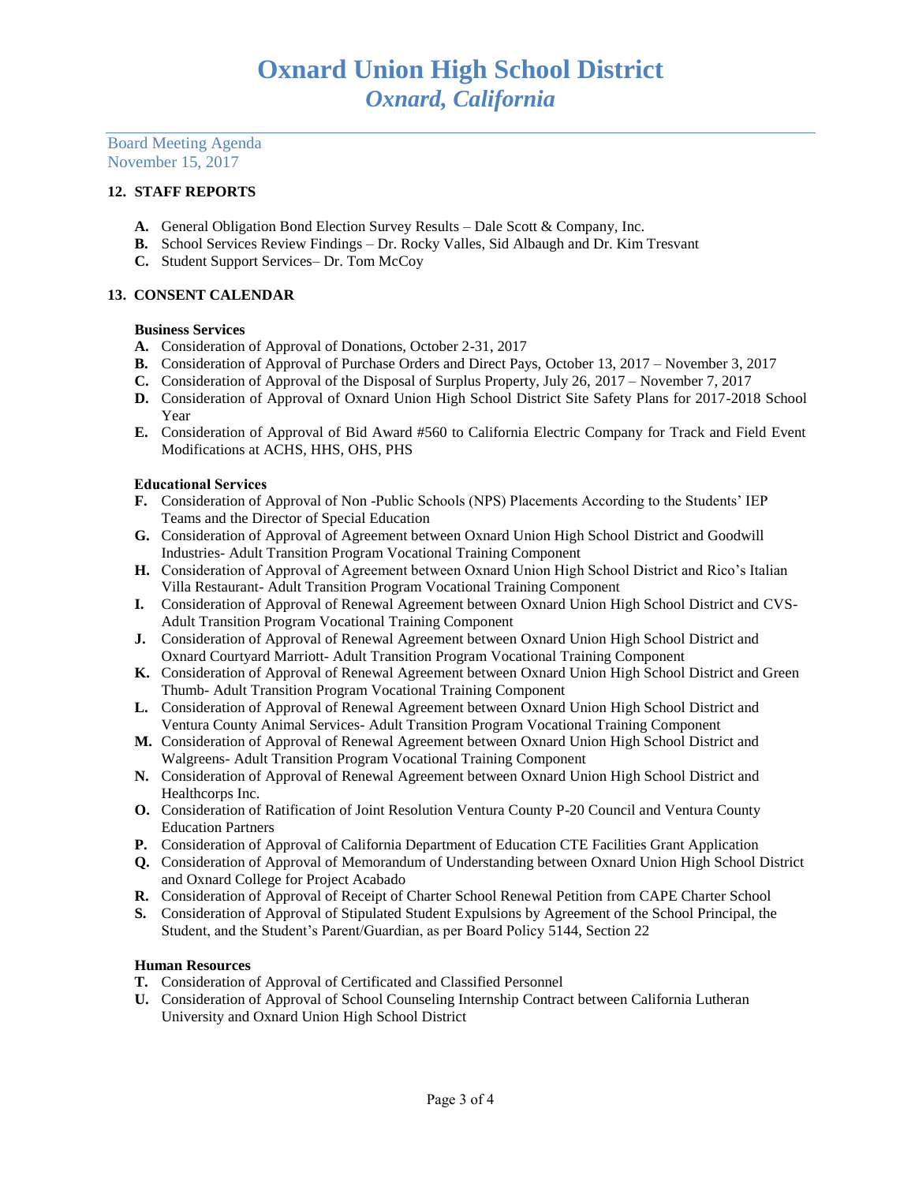# Oxnard Union High School District
## *Oxnard, California*

Board Meeting Agenda
November 15, 2017

### 12. STAFF REPORTS

- **A.** General Obligation Bond Election Survey Results – Dale Scott & Company, Inc.
- **B.** School Services Review Findings – Dr. Rocky Valles, Sid Albaugh and Dr. Kim Tresvant
- **C.** Student Support Services– Dr. Tom McCoy

### 13. CONSENT CALENDAR

**Business Services**

- **A.** Consideration of Approval of Donations, October 2-31, 2017
- **B.** Consideration of Approval of Purchase Orders and Direct Pays, October 13, 2017 – November 3, 2017
- **C.** Consideration of Approval of the Disposal of Surplus Property, July 26, 2017 – November 7, 2017
- **D.** Consideration of Approval of Oxnard Union High School District Site Safety Plans for 2017-2018 School Year
- **E.** Consideration of Approval of Bid Award #560 to California Electric Company for Track and Field Event Modifications at ACHS, HHS, OHS, PHS

**Educational Services**

- **F.** Consideration of Approval of Non -Public Schools (NPS) Placements According to the Students' IEP Teams and the Director of Special Education
- **G.** Consideration of Approval of Agreement between Oxnard Union High School District and Goodwill Industries- Adult Transition Program Vocational Training Component
- **H.** Consideration of Approval of Agreement between Oxnard Union High School District and Rico's Italian Villa Restaurant- Adult Transition Program Vocational Training Component
- **I.** Consideration of Approval of Renewal Agreement between Oxnard Union High School District and CVS- Adult Transition Program Vocational Training Component
- **J.** Consideration of Approval of Renewal Agreement between Oxnard Union High School District and Oxnard Courtyard Marriott- Adult Transition Program Vocational Training Component
- **K.** Consideration of Approval of Renewal Agreement between Oxnard Union High School District and Green Thumb- Adult Transition Program Vocational Training Component
- **L.** Consideration of Approval of Renewal Agreement between Oxnard Union High School District and Ventura County Animal Services- Adult Transition Program Vocational Training Component
- **M.** Consideration of Approval of Renewal Agreement between Oxnard Union High School District and Walgreens- Adult Transition Program Vocational Training Component
- **N.** Consideration of Approval of Renewal Agreement between Oxnard Union High School District and Healthcorps Inc.
- **O.** Consideration of Ratification of Joint Resolution Ventura County P-20 Council and Ventura County Education Partners
- **P.** Consideration of Approval of California Department of Education CTE Facilities Grant Application
- **Q.** Consideration of Approval of Memorandum of Understanding between Oxnard Union High School District and Oxnard College for Project Acabado
- **R.** Consideration of Approval of Receipt of Charter School Renewal Petition from CAPE Charter School
- **S.** Consideration of Approval of Stipulated Student Expulsions by Agreement of the School Principal, the Student, and the Student's Parent/Guardian, as per Board Policy 5144, Section 22

**Human Resources**

- **T.** Consideration of Approval of Certificated and Classified Personnel
- **U.** Consideration of Approval of School Counseling Internship Contract between California Lutheran University and Oxnard Union High School District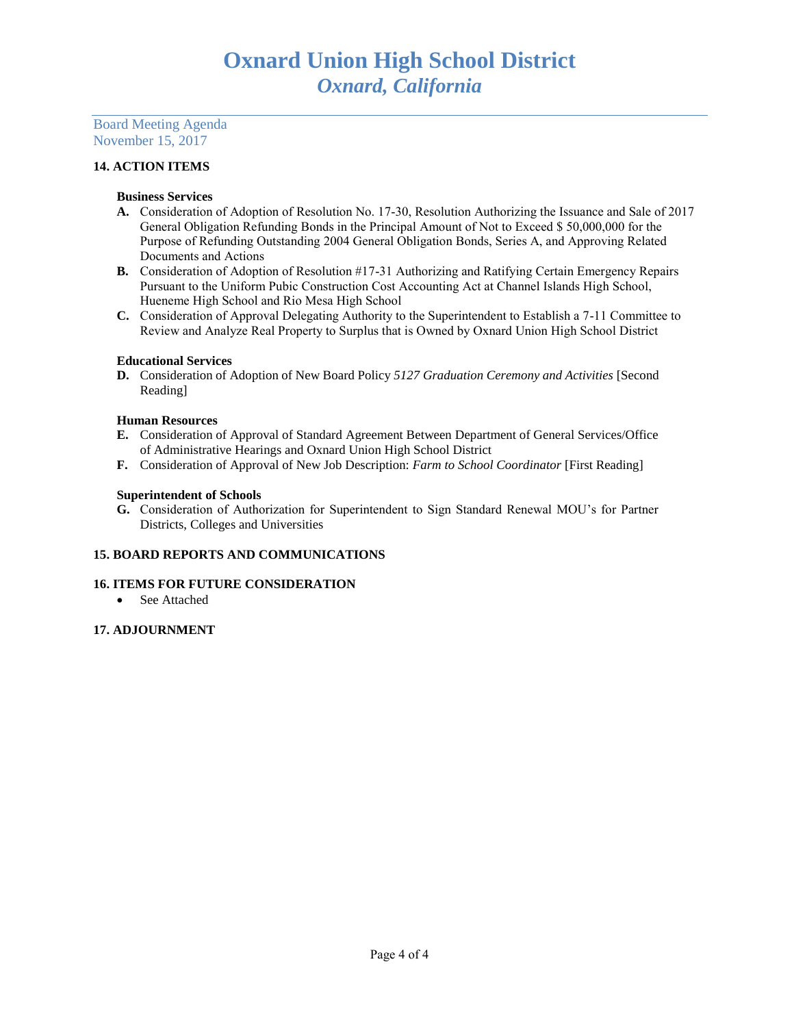# Oxnard Union High School District
## *Oxnard, California*

Board Meeting Agenda
November 15, 2017

**14. ACTION ITEMS**

**Business Services**

**A.** Consideration of Adoption of Resolution No. 17-30, Resolution Authorizing the Issuance and Sale of 2017 General Obligation Refunding Bonds in the Principal Amount of Not to Exceed $ 50,000,000 for the Purpose of Refunding Outstanding 2004 General Obligation Bonds, Series A, and Approving Related Documents and Actions

**B.** Consideration of Adoption of Resolution #17-31 Authorizing and Ratifying Certain Emergency Repairs Pursuant to the Uniform Pubic Construction Cost Accounting Act at Channel Islands High School, Hueneme High School and Rio Mesa High School

**C.** Consideration of Approval Delegating Authority to the Superintendent to Establish a 7-11 Committee to Review and Analyze Real Property to Surplus that is Owned by Oxnard Union High School District

**Educational Services**

**D.** Consideration of Adoption of New Board Policy *5127 Graduation Ceremony and Activities* [Second Reading]

**Human Resources**

**E.** Consideration of Approval of Standard Agreement Between Department of General Services/Office of Administrative Hearings and Oxnard Union High School District

**F.** Consideration of Approval of New Job Description: *Farm to School Coordinator* [First Reading]

**Superintendent of Schools**

**G.** Consideration of Authorization for Superintendent to Sign Standard Renewal MOU's for Partner Districts, Colleges and Universities

**15. BOARD REPORTS AND COMMUNICATIONS**

**16. ITEMS FOR FUTURE CONSIDERATION**

- See Attached

**17. ADJOURNMENT**